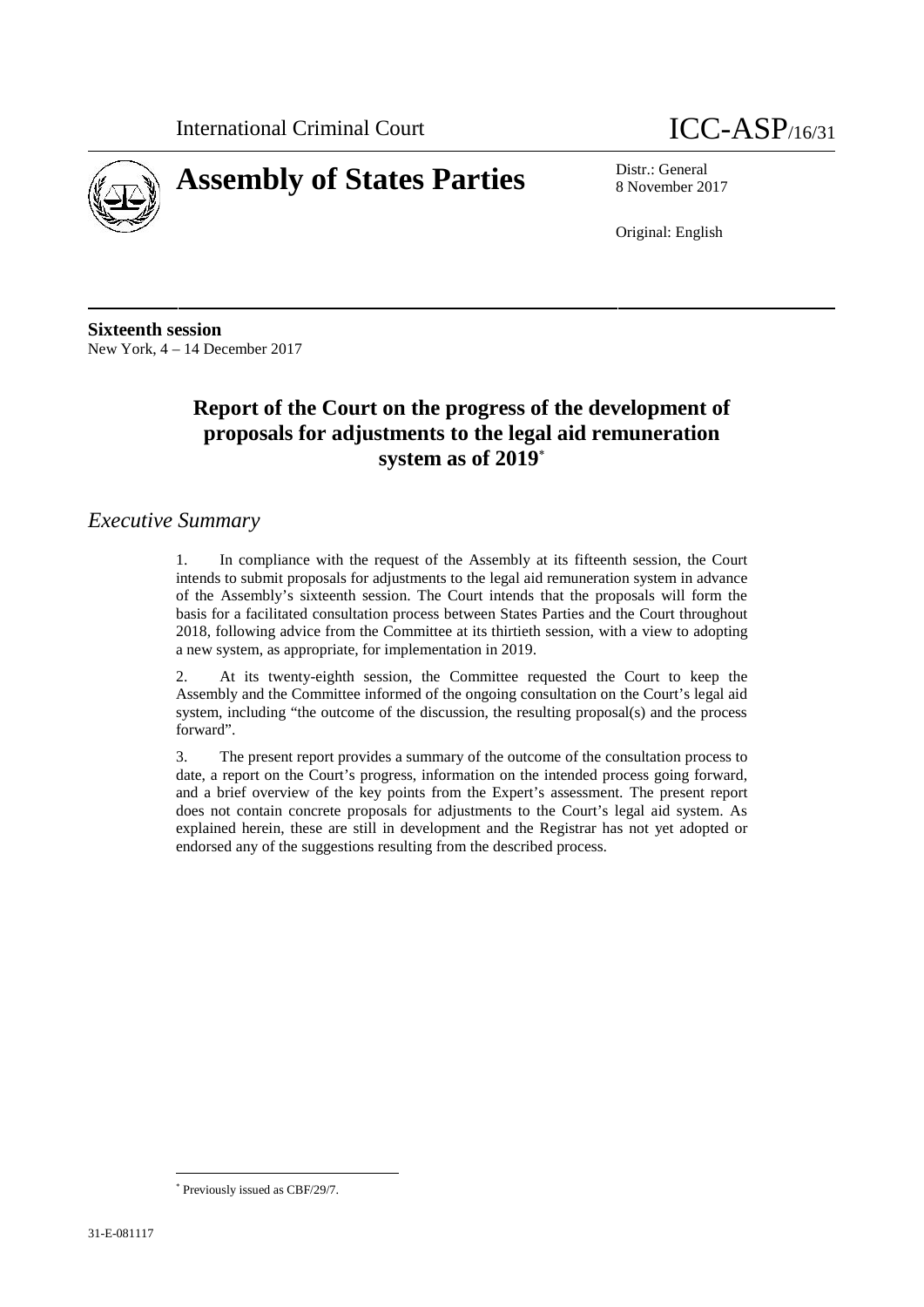International Criminal Court

# ICC-ASP/16/31

# Assembly of States Parties

Distr.: General
8 November 2017

Original: English

**Sixteenth session**
New York, 4 – 14 December 2017

## Report of the Court on the progress of the development of proposals for adjustments to the legal aid remuneration system as of 2019*

## *Executive Summary*

1. In compliance with the request of the Assembly at its fifteenth session, the Court intends to submit proposals for adjustments to the legal aid remuneration system in advance of the Assembly's sixteenth session. The Court intends that the proposals will form the basis for a facilitated consultation process between States Parties and the Court throughout 2018, following advice from the Committee at its thirtieth session, with a view to adopting a new system, as appropriate, for implementation in 2019.

2. At its twenty-eighth session, the Committee requested the Court to keep the Assembly and the Committee informed of the ongoing consultation on the Court's legal aid system, including "the outcome of the discussion, the resulting proposal(s) and the process forward".

3. The present report provides a summary of the outcome of the consultation process to date, a report on the Court's progress, information on the intended process going forward, and a brief overview of the key points from the Expert's assessment. The present report does not contain concrete proposals for adjustments to the Court's legal aid system. As explained herein, these are still in development and the Registrar has not yet adopted or endorsed any of the suggestions resulting from the described process.

* Previously issued as CBF/29/7.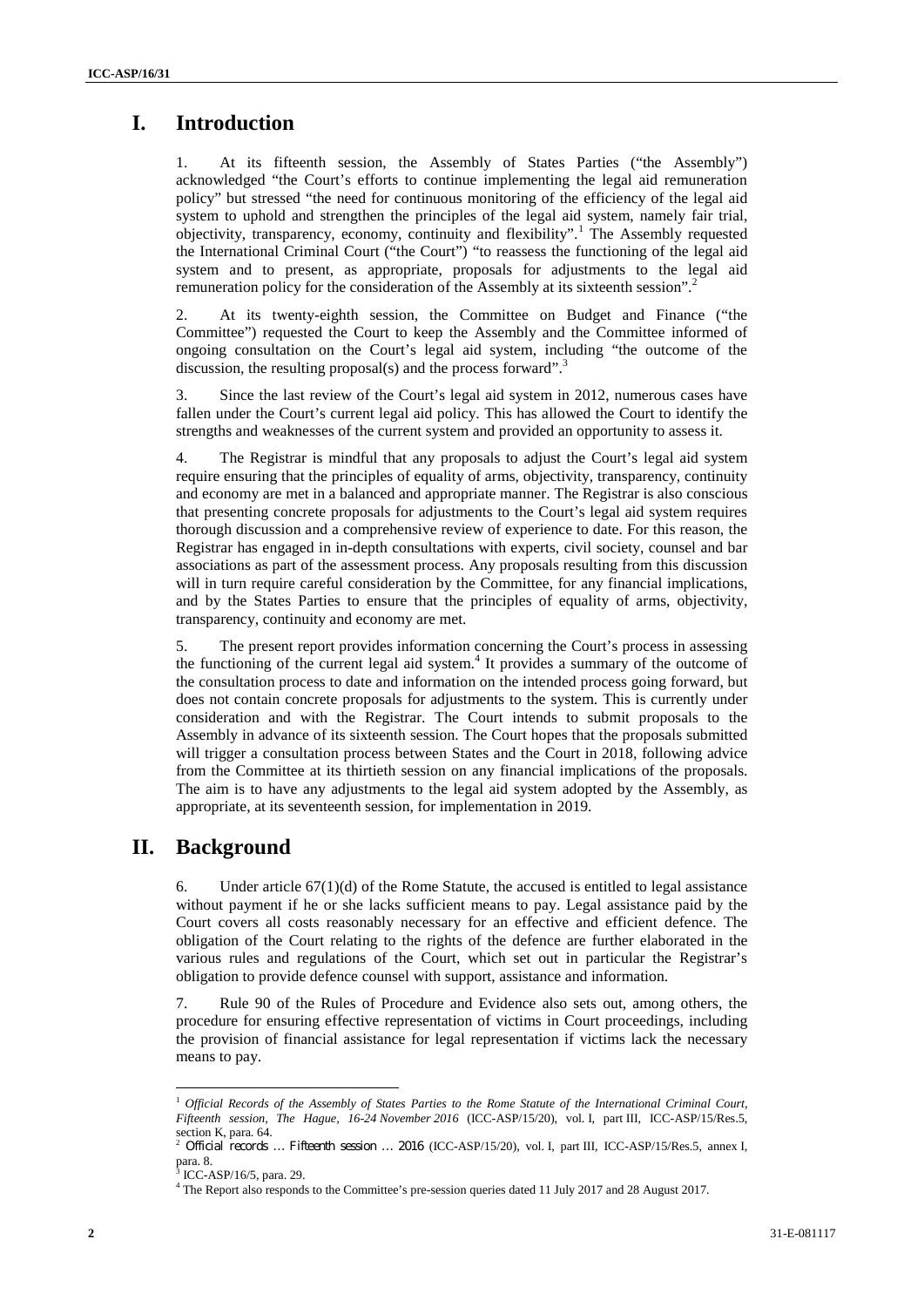# I. Introduction

1. At its fifteenth session, the Assembly of States Parties ("the Assembly") acknowledged "the Court's efforts to continue implementing the legal aid remuneration policy" but stressed "the need for continuous monitoring of the efficiency of the legal aid system to uphold and strengthen the principles of the legal aid system, namely fair trial, objectivity, transparency, economy, continuity and flexibility".[1] The Assembly requested the International Criminal Court ("the Court") "to reassess the functioning of the legal aid system and to present, as appropriate, proposals for adjustments to the legal aid remuneration policy for the consideration of the Assembly at its sixteenth session".[2]

2. At its twenty-eighth session, the Committee on Budget and Finance ("the Committee") requested the Court to keep the Assembly and the Committee informed of ongoing consultation on the Court's legal aid system, including "the outcome of the discussion, the resulting proposal(s) and the process forward".[3]

3. Since the last review of the Court's legal aid system in 2012, numerous cases have fallen under the Court's current legal aid policy. This has allowed the Court to identify the strengths and weaknesses of the current system and provided an opportunity to assess it.

4. The Registrar is mindful that any proposals to adjust the Court's legal aid system require ensuring that the principles of equality of arms, objectivity, transparency, continuity and economy are met in a balanced and appropriate manner. The Registrar is also conscious that presenting concrete proposals for adjustments to the Court's legal aid system requires thorough discussion and a comprehensive review of experience to date. For this reason, the Registrar has engaged in in-depth consultations with experts, civil society, counsel and bar associations as part of the assessment process. Any proposals resulting from this discussion will in turn require careful consideration by the Committee, for any financial implications, and by the States Parties to ensure that the principles of equality of arms, objectivity, transparency, continuity and economy are met.

5. The present report provides information concerning the Court's process in assessing the functioning of the current legal aid system.[4] It provides a summary of the outcome of the consultation process to date and information on the intended process going forward, but does not contain concrete proposals for adjustments to the system. This is currently under consideration and with the Registrar. The Court intends to submit proposals to the Assembly in advance of its sixteenth session. The Court hopes that the proposals submitted will trigger a consultation process between States and the Court in 2018, following advice from the Committee at its thirtieth session on any financial implications of the proposals. The aim is to have any adjustments to the legal aid system adopted by the Assembly, as appropriate, at its seventeenth session, for implementation in 2019.

# II. Background

6. Under article 67(1)(d) of the Rome Statute, the accused is entitled to legal assistance without payment if he or she lacks sufficient means to pay. Legal assistance paid by the Court covers all costs reasonably necessary for an effective and efficient defence. The obligation of the Court relating to the rights of the defence are further elaborated in the various rules and regulations of the Court, which set out in particular the Registrar's obligation to provide defence counsel with support, assistance and information.

7. Rule 90 of the Rules of Procedure and Evidence also sets out, among others, the procedure for ensuring effective representation of victims in Court proceedings, including the provision of financial assistance for legal representation if victims lack the necessary means to pay.

---

[1] *Official Records of the Assembly of States Parties to the Rome Statute of the International Criminal Court, Fifteenth session, The Hague, 16-24 November 2016* (ICC-ASP/15/20), vol. I, part III, ICC-ASP/15/Res.5, section K, para. 64.

[2] *Official records … Fifteenth session … 2016* (ICC-ASP/15/20), vol. I, part III, ICC-ASP/15/Res.5, annex I, para. 8.

[3] ICC-ASP/16/5, para. 29.

[4] The Report also responds to the Committee's pre-session queries dated 11 July 2017 and 28 August 2017.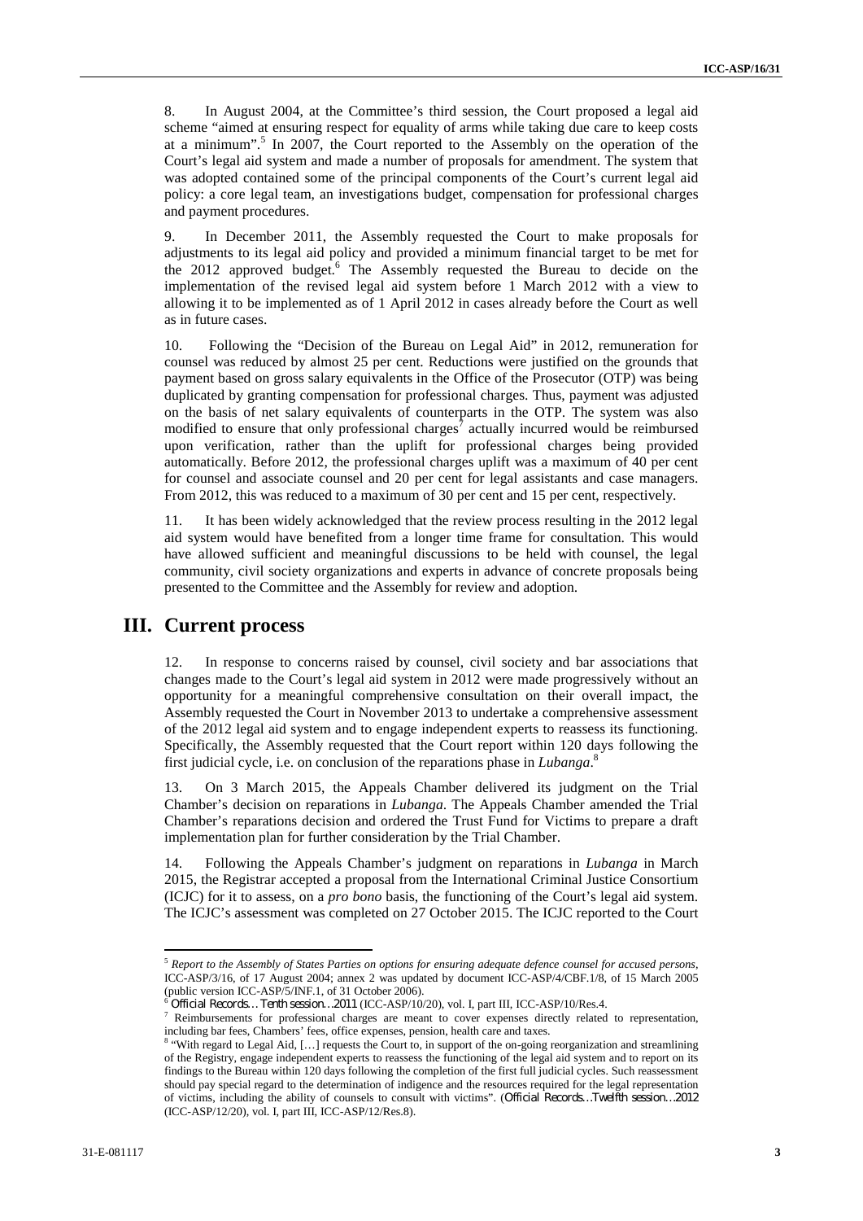8. In August 2004, at the Committee's third session, the Court proposed a legal aid scheme "aimed at ensuring respect for equality of arms while taking due care to keep costs at a minimum".[5] In 2007, the Court reported to the Assembly on the operation of the Court's legal aid system and made a number of proposals for amendment. The system that was adopted contained some of the principal components of the Court's current legal aid policy: a core legal team, an investigations budget, compensation for professional charges and payment procedures.

9. In December 2011, the Assembly requested the Court to make proposals for adjustments to its legal aid policy and provided a minimum financial target to be met for the 2012 approved budget.[6] The Assembly requested the Bureau to decide on the implementation of the revised legal aid system before 1 March 2012 with a view to allowing it to be implemented as of 1 April 2012 in cases already before the Court as well as in future cases.

10. Following the "Decision of the Bureau on Legal Aid" in 2012, remuneration for counsel was reduced by almost 25 per cent. Reductions were justified on the grounds that payment based on gross salary equivalents in the Office of the Prosecutor (OTP) was being duplicated by granting compensation for professional charges. Thus, payment was adjusted on the basis of net salary equivalents of counterparts in the OTP. The system was also modified to ensure that only professional charges[7] actually incurred would be reimbursed upon verification, rather than the uplift for professional charges being provided automatically. Before 2012, the professional charges uplift was a maximum of 40 per cent for counsel and associate counsel and 20 per cent for legal assistants and case managers. From 2012, this was reduced to a maximum of 30 per cent and 15 per cent, respectively.

11. It has been widely acknowledged that the review process resulting in the 2012 legal aid system would have benefited from a longer time frame for consultation. This would have allowed sufficient and meaningful discussions to be held with counsel, the legal community, civil society organizations and experts in advance of concrete proposals being presented to the Committee and the Assembly for review and adoption.

# III. Current process

12. In response to concerns raised by counsel, civil society and bar associations that changes made to the Court's legal aid system in 2012 were made progressively without an opportunity for a meaningful comprehensive consultation on their overall impact, the Assembly requested the Court in November 2013 to undertake a comprehensive assessment of the 2012 legal aid system and to engage independent experts to reassess its functioning. Specifically, the Assembly requested that the Court report within 120 days following the first judicial cycle, i.e. on conclusion of the reparations phase in *Lubanga*.[8]

13. On 3 March 2015, the Appeals Chamber delivered its judgment on the Trial Chamber's decision on reparations in *Lubanga*. The Appeals Chamber amended the Trial Chamber's reparations decision and ordered the Trust Fund for Victims to prepare a draft implementation plan for further consideration by the Trial Chamber.

14. Following the Appeals Chamber's judgment on reparations in *Lubanga* in March 2015, the Registrar accepted a proposal from the International Criminal Justice Consortium (ICJC) for it to assess, on a *pro bono* basis, the functioning of the Court's legal aid system. The ICJC's assessment was completed on 27 October 2015. The ICJC reported to the Court

---

[5] *Report to the Assembly of States Parties on options for ensuring adequate defence counsel for accused persons*, ICC-ASP/3/16, of 17 August 2004; annex 2 was updated by document ICC-ASP/4/CBF.1/8, of 15 March 2005 (public version ICC-ASP/5/INF.1, of 31 October 2006).

[6] *Official Records… Tenth session…2011* (ICC-ASP/10/20), vol. I, part III, ICC-ASP/10/Res.4.

[7] Reimbursements for professional charges are meant to cover expenses directly related to representation, including bar fees, Chambers' fees, office expenses, pension, health care and taxes.

[8] "With regard to Legal Aid, […] requests the Court to, in support of the on-going reorganization and streamlining of the Registry, engage independent experts to reassess the functioning of the legal aid system and to report on its findings to the Bureau within 120 days following the completion of the first full judicial cycles. Such reassessment should pay special regard to the determination of indigence and the resources required for the legal representation of victims, including the ability of counsels to consult with victims". (*Official Records…Twelfth session…2012* (ICC-ASP/12/20), vol. I, part III, ICC-ASP/12/Res.8).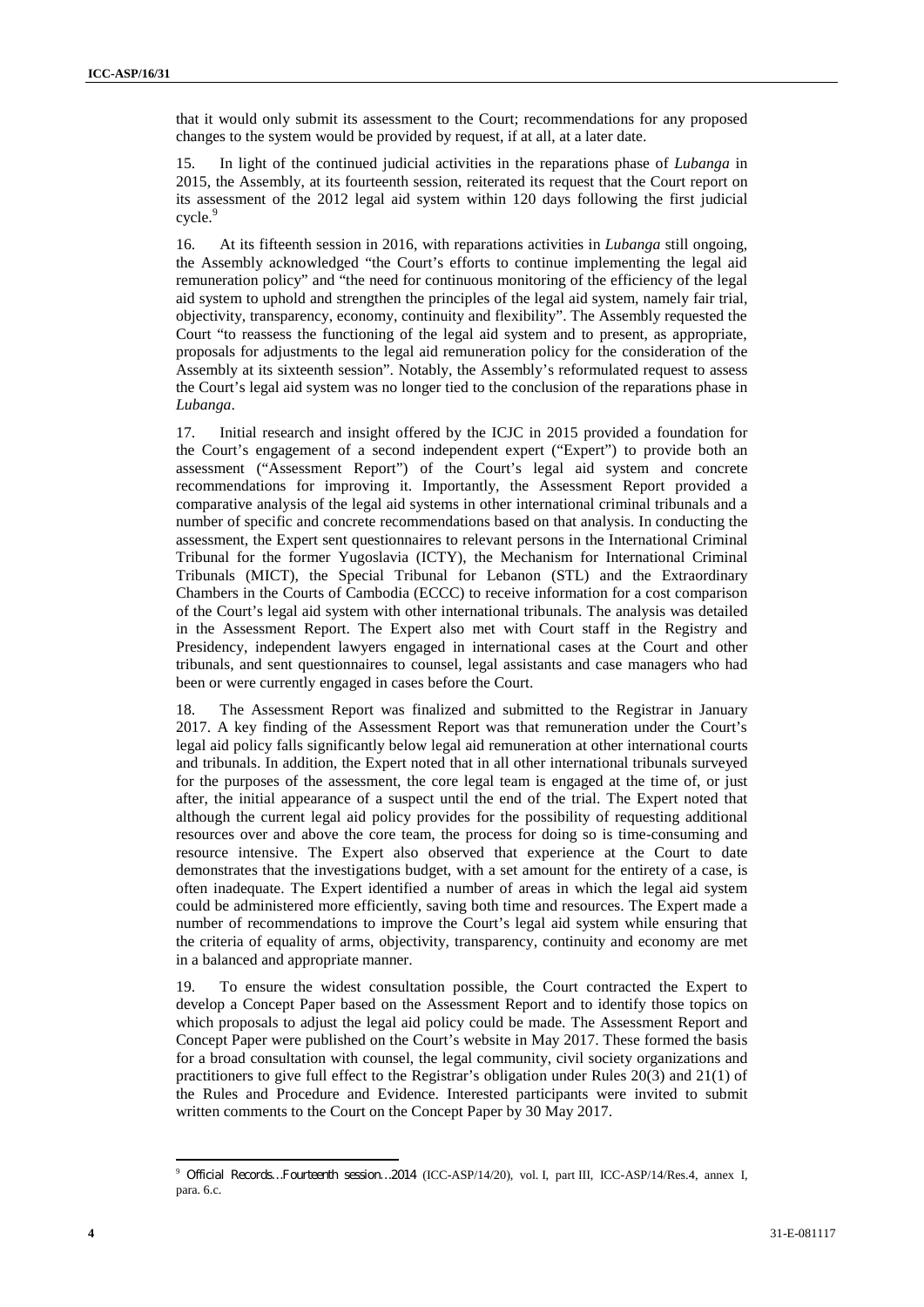that it would only submit its assessment to the Court; recommendations for any proposed changes to the system would be provided by request, if at all, at a later date.

15. In light of the continued judicial activities in the reparations phase of *Lubanga* in 2015, the Assembly, at its fourteenth session, reiterated its request that the Court report on its assessment of the 2012 legal aid system within 120 days following the first judicial cycle.[9]

16. At its fifteenth session in 2016, with reparations activities in *Lubanga* still ongoing, the Assembly acknowledged "the Court's efforts to continue implementing the legal aid remuneration policy" and "the need for continuous monitoring of the efficiency of the legal aid system to uphold and strengthen the principles of the legal aid system, namely fair trial, objectivity, transparency, economy, continuity and flexibility". The Assembly requested the Court "to reassess the functioning of the legal aid system and to present, as appropriate, proposals for adjustments to the legal aid remuneration policy for the consideration of the Assembly at its sixteenth session". Notably, the Assembly's reformulated request to assess the Court's legal aid system was no longer tied to the conclusion of the reparations phase in *Lubanga*.

17. Initial research and insight offered by the ICJC in 2015 provided a foundation for the Court's engagement of a second independent expert ("Expert") to provide both an assessment ("Assessment Report") of the Court's legal aid system and concrete recommendations for improving it. Importantly, the Assessment Report provided a comparative analysis of the legal aid systems in other international criminal tribunals and a number of specific and concrete recommendations based on that analysis. In conducting the assessment, the Expert sent questionnaires to relevant persons in the International Criminal Tribunal for the former Yugoslavia (ICTY), the Mechanism for International Criminal Tribunals (MICT), the Special Tribunal for Lebanon (STL) and the Extraordinary Chambers in the Courts of Cambodia (ECCC) to receive information for a cost comparison of the Court's legal aid system with other international tribunals. The analysis was detailed in the Assessment Report. The Expert also met with Court staff in the Registry and Presidency, independent lawyers engaged in international cases at the Court and other tribunals, and sent questionnaires to counsel, legal assistants and case managers who had been or were currently engaged in cases before the Court.

18. The Assessment Report was finalized and submitted to the Registrar in January 2017. A key finding of the Assessment Report was that remuneration under the Court's legal aid policy falls significantly below legal aid remuneration at other international courts and tribunals. In addition, the Expert noted that in all other international tribunals surveyed for the purposes of the assessment, the core legal team is engaged at the time of, or just after, the initial appearance of a suspect until the end of the trial. The Expert noted that although the current legal aid policy provides for the possibility of requesting additional resources over and above the core team, the process for doing so is time-consuming and resource intensive. The Expert also observed that experience at the Court to date demonstrates that the investigations budget, with a set amount for the entirety of a case, is often inadequate. The Expert identified a number of areas in which the legal aid system could be administered more efficiently, saving both time and resources. The Expert made a number of recommendations to improve the Court's legal aid system while ensuring that the criteria of equality of arms, objectivity, transparency, continuity and economy are met in a balanced and appropriate manner.

19. To ensure the widest consultation possible, the Court contracted the Expert to develop a Concept Paper based on the Assessment Report and to identify those topics on which proposals to adjust the legal aid policy could be made. The Assessment Report and Concept Paper were published on the Court's website in May 2017. These formed the basis for a broad consultation with counsel, the legal community, civil society organizations and practitioners to give full effect to the Registrar's obligation under Rules 20(3) and 21(1) of the Rules and Procedure and Evidence. Interested participants were invited to submit written comments to the Court on the Concept Paper by 30 May 2017.

---

[9] *Official Records…Fourteenth session…2014* (ICC-ASP/14/20), vol. I, part III, ICC-ASP/14/Res.4, annex I, para. 6.c.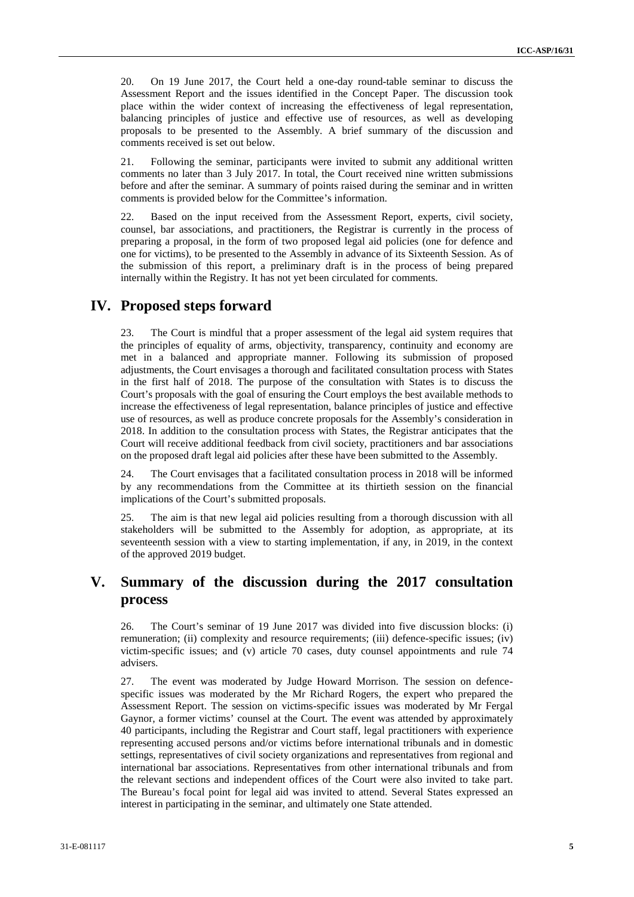20. On 19 June 2017, the Court held a one-day round-table seminar to discuss the Assessment Report and the issues identified in the Concept Paper. The discussion took place within the wider context of increasing the effectiveness of legal representation, balancing principles of justice and effective use of resources, as well as developing proposals to be presented to the Assembly. A brief summary of the discussion and comments received is set out below.

21. Following the seminar, participants were invited to submit any additional written comments no later than 3 July 2017. In total, the Court received nine written submissions before and after the seminar. A summary of points raised during the seminar and in written comments is provided below for the Committee's information.

22. Based on the input received from the Assessment Report, experts, civil society, counsel, bar associations, and practitioners, the Registrar is currently in the process of preparing a proposal, in the form of two proposed legal aid policies (one for defence and one for victims), to be presented to the Assembly in advance of its Sixteenth Session. As of the submission of this report, a preliminary draft is in the process of being prepared internally within the Registry. It has not yet been circulated for comments.

## IV. Proposed steps forward

23. The Court is mindful that a proper assessment of the legal aid system requires that the principles of equality of arms, objectivity, transparency, continuity and economy are met in a balanced and appropriate manner. Following its submission of proposed adjustments, the Court envisages a thorough and facilitated consultation process with States in the first half of 2018. The purpose of the consultation with States is to discuss the Court's proposals with the goal of ensuring the Court employs the best available methods to increase the effectiveness of legal representation, balance principles of justice and effective use of resources, as well as produce concrete proposals for the Assembly's consideration in 2018. In addition to the consultation process with States, the Registrar anticipates that the Court will receive additional feedback from civil society, practitioners and bar associations on the proposed draft legal aid policies after these have been submitted to the Assembly.

24. The Court envisages that a facilitated consultation process in 2018 will be informed by any recommendations from the Committee at its thirtieth session on the financial implications of the Court's submitted proposals.

25. The aim is that new legal aid policies resulting from a thorough discussion with all stakeholders will be submitted to the Assembly for adoption, as appropriate, at its seventeenth session with a view to starting implementation, if any, in 2019, in the context of the approved 2019 budget.

## V. Summary of the discussion during the 2017 consultation process

26. The Court's seminar of 19 June 2017 was divided into five discussion blocks: (i) remuneration; (ii) complexity and resource requirements; (iii) defence-specific issues; (iv) victim-specific issues; and (v) article 70 cases, duty counsel appointments and rule 74 advisers.

27. The event was moderated by Judge Howard Morrison. The session on defence-specific issues was moderated by the Mr Richard Rogers, the expert who prepared the Assessment Report. The session on victims-specific issues was moderated by Mr Fergal Gaynor, a former victims' counsel at the Court. The event was attended by approximately 40 participants, including the Registrar and Court staff, legal practitioners with experience representing accused persons and/or victims before international tribunals and in domestic settings, representatives of civil society organizations and representatives from regional and international bar associations. Representatives from other international tribunals and from the relevant sections and independent offices of the Court were also invited to take part. The Bureau's focal point for legal aid was invited to attend. Several States expressed an interest in participating in the seminar, and ultimately one State attended.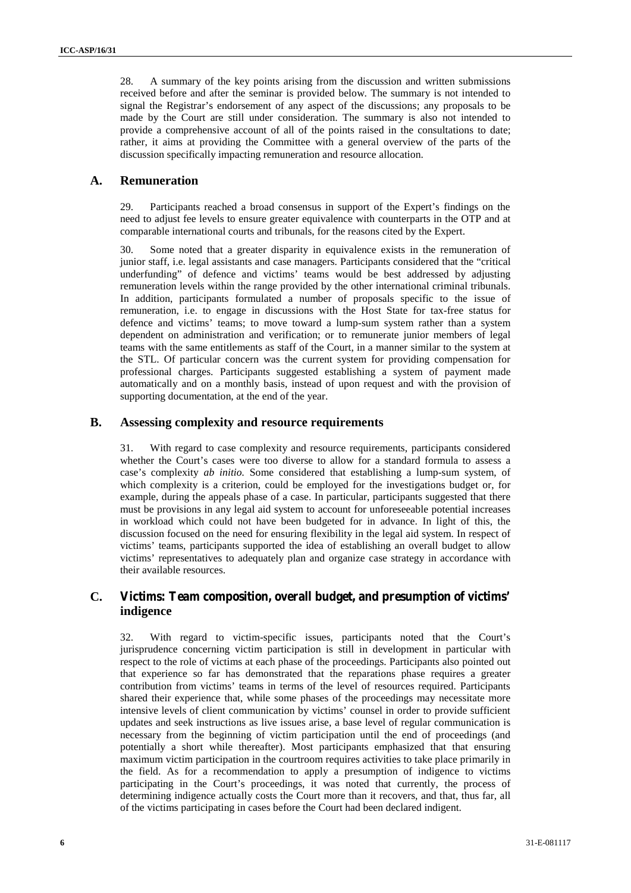28. A summary of the key points arising from the discussion and written submissions received before and after the seminar is provided below. The summary is not intended to signal the Registrar's endorsement of any aspect of the discussions; any proposals to be made by the Court are still under consideration. The summary is also not intended to provide a comprehensive account of all of the points raised in the consultations to date; rather, it aims at providing the Committee with a general overview of the parts of the discussion specifically impacting remuneration and resource allocation.

## A. Remuneration

29. Participants reached a broad consensus in support of the Expert's findings on the need to adjust fee levels to ensure greater equivalence with counterparts in the OTP and at comparable international courts and tribunals, for the reasons cited by the Expert.

30. Some noted that a greater disparity in equivalence exists in the remuneration of junior staff, i.e. legal assistants and case managers. Participants considered that the "critical underfunding" of defence and victims' teams would be best addressed by adjusting remuneration levels within the range provided by the other international criminal tribunals. In addition, participants formulated a number of proposals specific to the issue of remuneration, i.e. to engage in discussions with the Host State for tax-free status for defence and victims' teams; to move toward a lump-sum system rather than a system dependent on administration and verification; or to remunerate junior members of legal teams with the same entitlements as staff of the Court, in a manner similar to the system at the STL. Of particular concern was the current system for providing compensation for professional charges. Participants suggested establishing a system of payment made automatically and on a monthly basis, instead of upon request and with the provision of supporting documentation, at the end of the year.

## B. Assessing complexity and resource requirements

31. With regard to case complexity and resource requirements, participants considered whether the Court's cases were too diverse to allow for a standard formula to assess a case's complexity *ab initio.* Some considered that establishing a lump-sum system, of which complexity is a criterion, could be employed for the investigations budget or, for example, during the appeals phase of a case. In particular, participants suggested that there must be provisions in any legal aid system to account for unforeseeable potential increases in workload which could not have been budgeted for in advance. In light of this, the discussion focused on the need for ensuring flexibility in the legal aid system. In respect of victims' teams, participants supported the idea of establishing an overall budget to allow victims' representatives to adequately plan and organize case strategy in accordance with their available resources.

## C. *Victims: Team composition, overall budget, and presumption of victims' indigence*

32. With regard to victim-specific issues, participants noted that the Court's jurisprudence concerning victim participation is still in development in particular with respect to the role of victims at each phase of the proceedings. Participants also pointed out that experience so far has demonstrated that the reparations phase requires a greater contribution from victims' teams in terms of the level of resources required. Participants shared their experience that, while some phases of the proceedings may necessitate more intensive levels of client communication by victims' counsel in order to provide sufficient updates and seek instructions as live issues arise, a base level of regular communication is necessary from the beginning of victim participation until the end of proceedings (and potentially a short while thereafter). Most participants emphasized that that ensuring maximum victim participation in the courtroom requires activities to take place primarily in the field. As for a recommendation to apply a presumption of indigence to victims participating in the Court's proceedings, it was noted that currently, the process of determining indigence actually costs the Court more than it recovers, and that, thus far, all of the victims participating in cases before the Court had been declared indigent.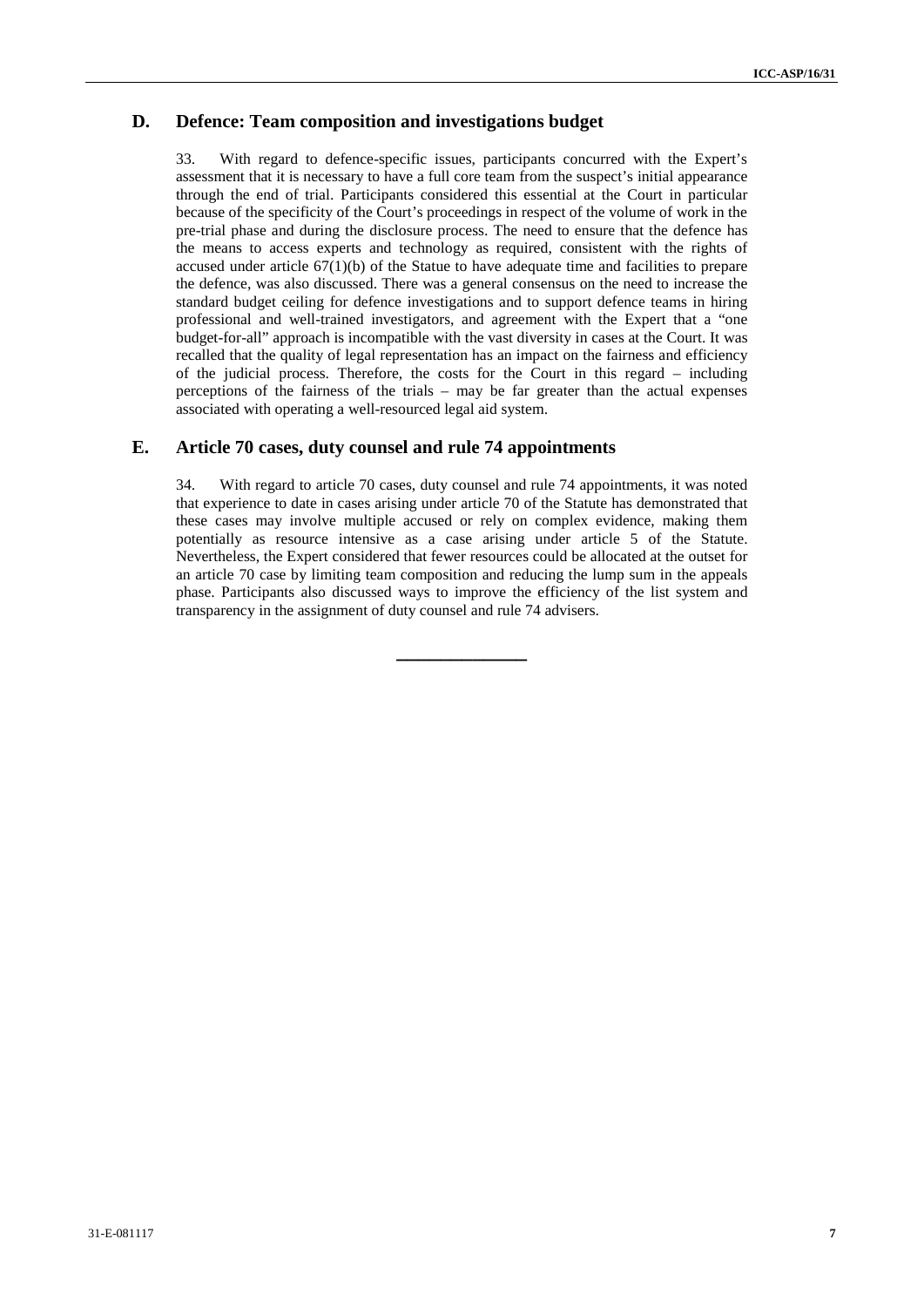## D. Defence: Team composition and investigations budget

33. With regard to defence-specific issues, participants concurred with the Expert's assessment that it is necessary to have a full core team from the suspect's initial appearance through the end of trial. Participants considered this essential at the Court in particular because of the specificity of the Court's proceedings in respect of the volume of work in the pre-trial phase and during the disclosure process. The need to ensure that the defence has the means to access experts and technology as required, consistent with the rights of accused under article 67(1)(b) of the Statue to have adequate time and facilities to prepare the defence, was also discussed. There was a general consensus on the need to increase the standard budget ceiling for defence investigations and to support defence teams in hiring professional and well-trained investigators, and agreement with the Expert that a "one budget-for-all" approach is incompatible with the vast diversity in cases at the Court. It was recalled that the quality of legal representation has an impact on the fairness and efficiency of the judicial process. Therefore, the costs for the Court in this regard – including perceptions of the fairness of the trials – may be far greater than the actual expenses associated with operating a well-resourced legal aid system.

## E. Article 70 cases, duty counsel and rule 74 appointments

34. With regard to article 70 cases, duty counsel and rule 74 appointments, it was noted that experience to date in cases arising under article 70 of the Statute has demonstrated that these cases may involve multiple accused or rely on complex evidence, making them potentially as resource intensive as a case arising under article 5 of the Statute. Nevertheless, the Expert considered that fewer resources could be allocated at the outset for an article 70 case by limiting team composition and reducing the lump sum in the appeals phase. Participants also discussed ways to improve the efficiency of the list system and transparency in the assignment of duty counsel and rule 74 advisers.

---